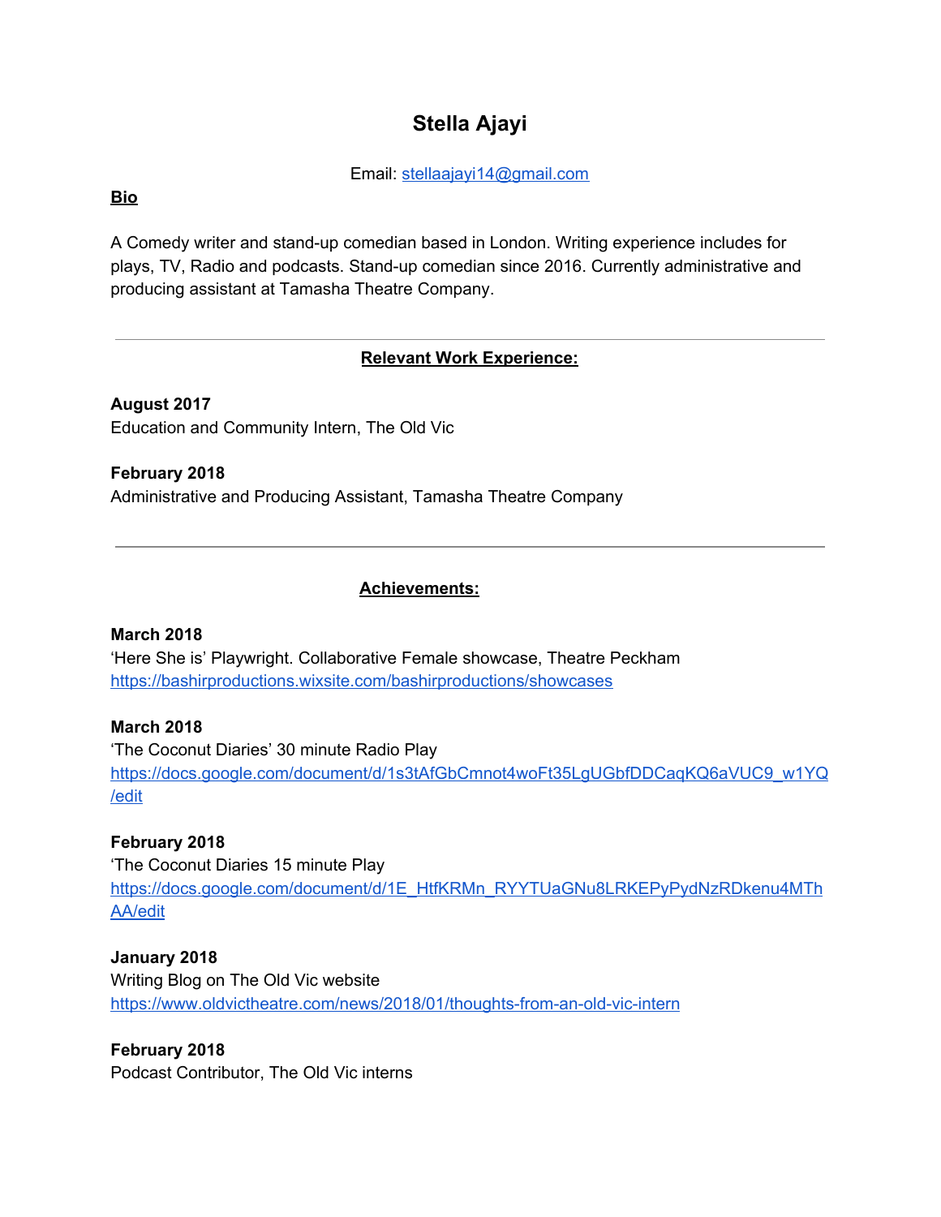# Stella Ajayi

Email: stellaajayi14@gmail.com

**Bio**

A Comedy writer and stand-up comedian based in London. Writing experience includes for plays, TV, Radio and podcasts. Stand-up comedian since 2016. Currently administrative and producing assistant at Tamasha Theatre Company.

---

## Relevant Work Experience:

**August 2017**
Education and Community Intern, The Old Vic

**February 2018**
Administrative and Producing Assistant, Tamasha Theatre Company

---

## Achievements:

**March 2018**
'Here She is' Playwright. Collaborative Female showcase, Theatre Peckham
https://bashirproductions.wixsite.com/bashirproductions/showcases

**March 2018**
'The Coconut Diaries' 30 minute Radio Play
https://docs.google.com/document/d/1s3tAfGbCmnot4woFt35LgUGbfDDCaqKQ6aVUC9_w1YQ/edit

**February 2018**
'The Coconut Diaries 15 minute Play
https://docs.google.com/document/d/1E_HtfKRMn_RYYTUaGNu8LRKEPyPydNzRDkenu4MThAA/edit

**January 2018**
Writing Blog on The Old Vic website
https://www.oldvictheatre.com/news/2018/01/thoughts-from-an-old-vic-intern

**February 2018**
Podcast Contributor, The Old Vic interns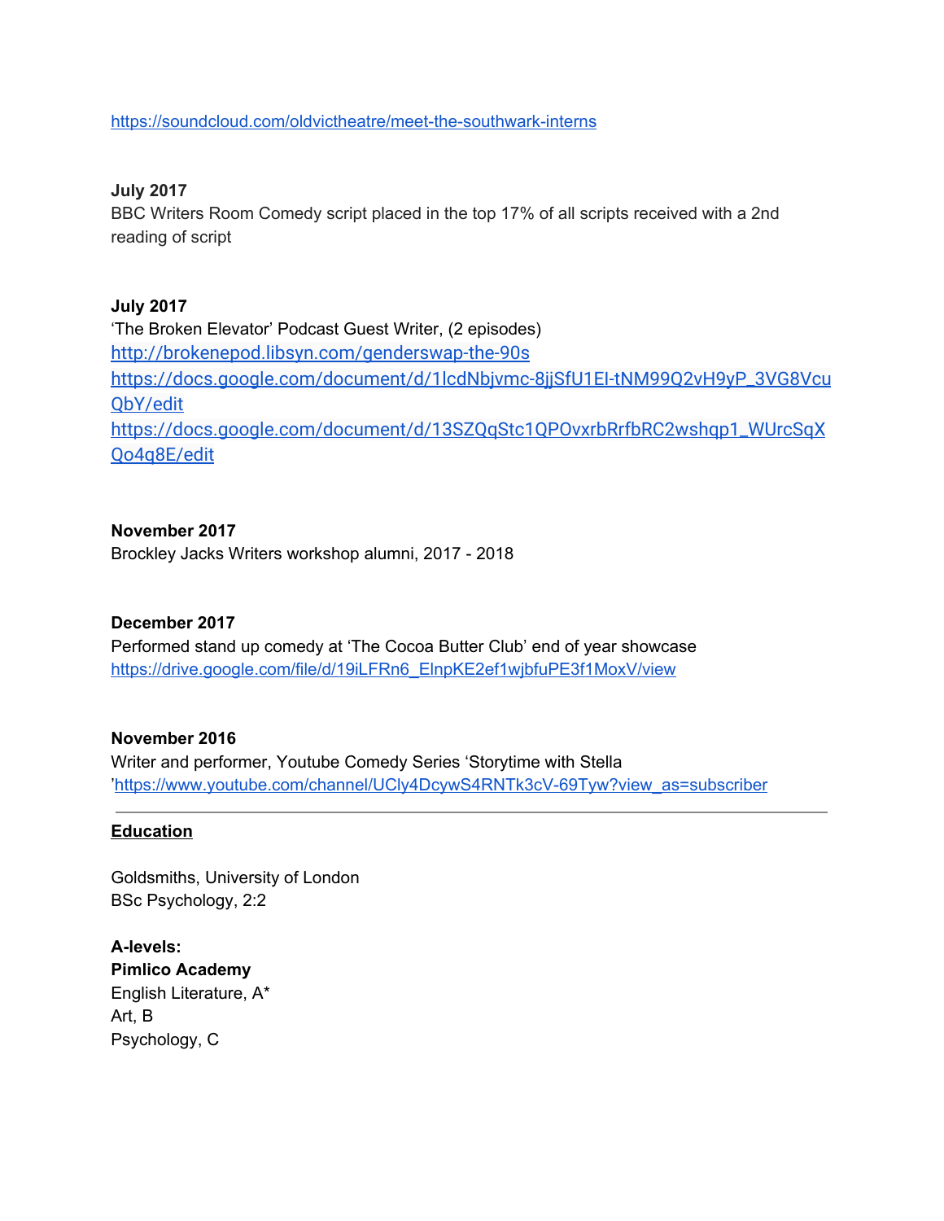https://soundcloud.com/oldvictheatre/meet-the-southwark-interns

**July 2017**
BBC Writers Room Comedy script placed in the top 17% of all scripts received with a 2nd reading of script

**July 2017**
'The Broken Elevator' Podcast Guest Writer, (2 episodes)
http://brokenepod.libsyn.com/genderswap-the-90s
https://docs.google.com/document/d/1lcdNbjvmc-8jjSfU1El-tNM99Q2vH9yP_3VG8VcuQbY/edit
https://docs.google.com/document/d/13SZQqStc1QPOvxrbRrfbRC2wshqp1_WUrcSqXQo4q8E/edit

**November 2017**
Brockley Jacks Writers workshop alumni, 2017 - 2018

**December 2017**
Performed stand up comedy at 'The Cocoa Butter Club' end of year showcase
https://drive.google.com/file/d/19iLFRn6_ElnpKE2ef1wjbfuPE3f1MoxV/view

**November 2016**
Writer and performer, Youtube Comedy Series 'Storytime with Stella
'https://www.youtube.com/channel/UCly4DcywS4RNTk3cV-69Tyw?view_as=subscriber

---

## Education

Goldsmiths, University of London
BSc Psychology, 2:2

**A-levels:**
**Pimlico Academy**
English Literature, A*
Art, B
Psychology, C